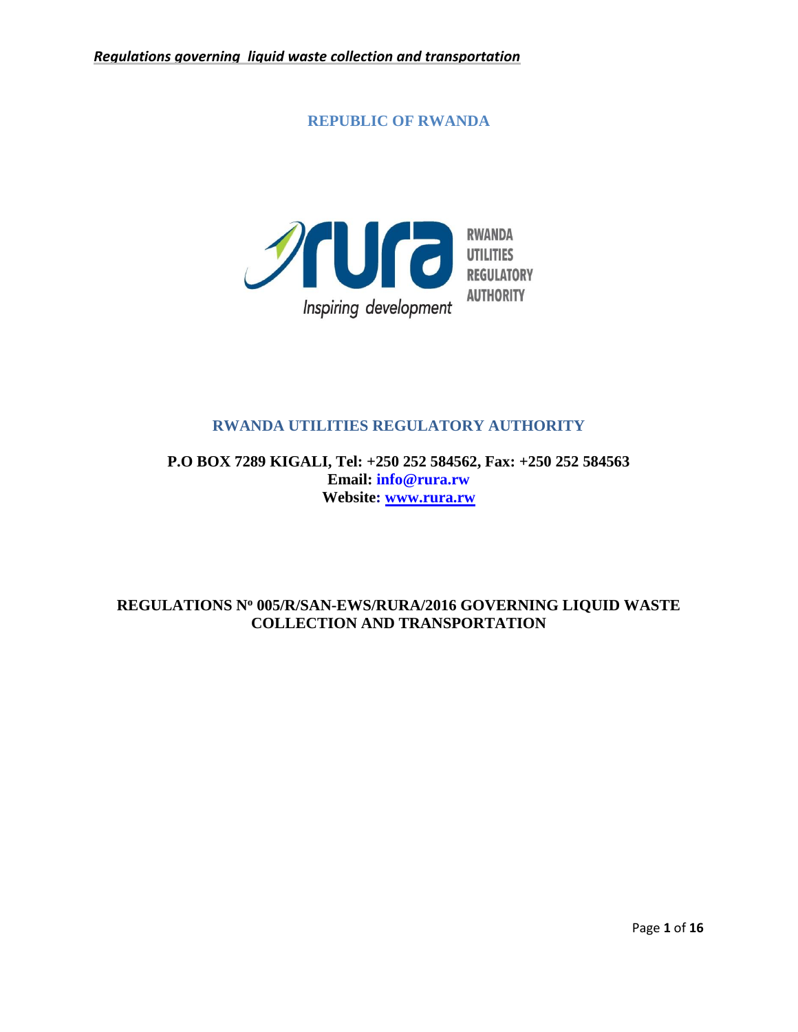**REPUBLIC OF RWANDA**

RWANDA UTILITIES REGULATORY AUTHORITY

*Inspiring development*

## RWANDA UTILITIES REGULATORY AUTHORITY

**P.O BOX 7289 KIGALI, Tel: +250 252 584562, Fax: +250 252 584563**
**Email: info@rura.rw**
**Website: www.rura.rw**

# REGULATIONS Nº 005/R/SAN-EWS/RURA/2016 GOVERNING LIQUID WASTE COLLECTION AND TRANSPORTATION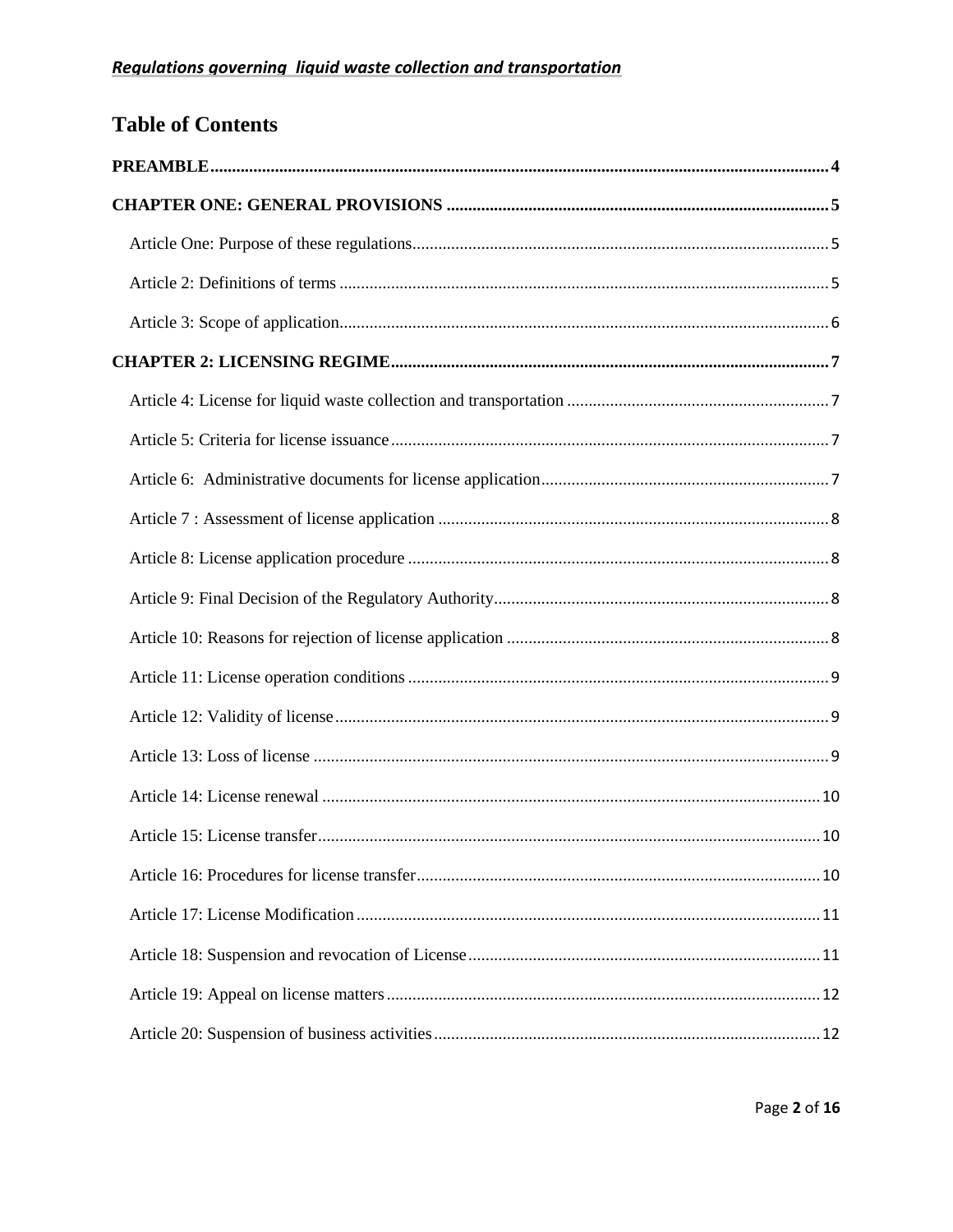# Table of Contents

**PREAMBLE** .......... 4

**CHAPTER ONE: GENERAL PROVISIONS** .......... 5

- Article One: Purpose of these regulations .......... 5
- Article 2: Definitions of terms .......... 5
- Article 3: Scope of application .......... 6

**CHAPTER 2: LICENSING REGIME** .......... 7

- Article 4: License for liquid waste collection and transportation .......... 7
- Article 5: Criteria for license issuance .......... 7
- Article 6: Administrative documents for license application .......... 7
- Article 7 : Assessment of license application .......... 8
- Article 8: License application procedure .......... 8
- Article 9: Final Decision of the Regulatory Authority .......... 8
- Article 10: Reasons for rejection of license application .......... 8
- Article 11: License operation conditions .......... 9
- Article 12: Validity of license .......... 9
- Article 13: Loss of license .......... 9
- Article 14: License renewal .......... 10
- Article 15: License transfer .......... 10
- Article 16: Procedures for license transfer .......... 10
- Article 17: License Modification .......... 11
- Article 18: Suspension and revocation of License .......... 11
- Article 19: Appeal on license matters .......... 12
- Article 20: Suspension of business activities .......... 12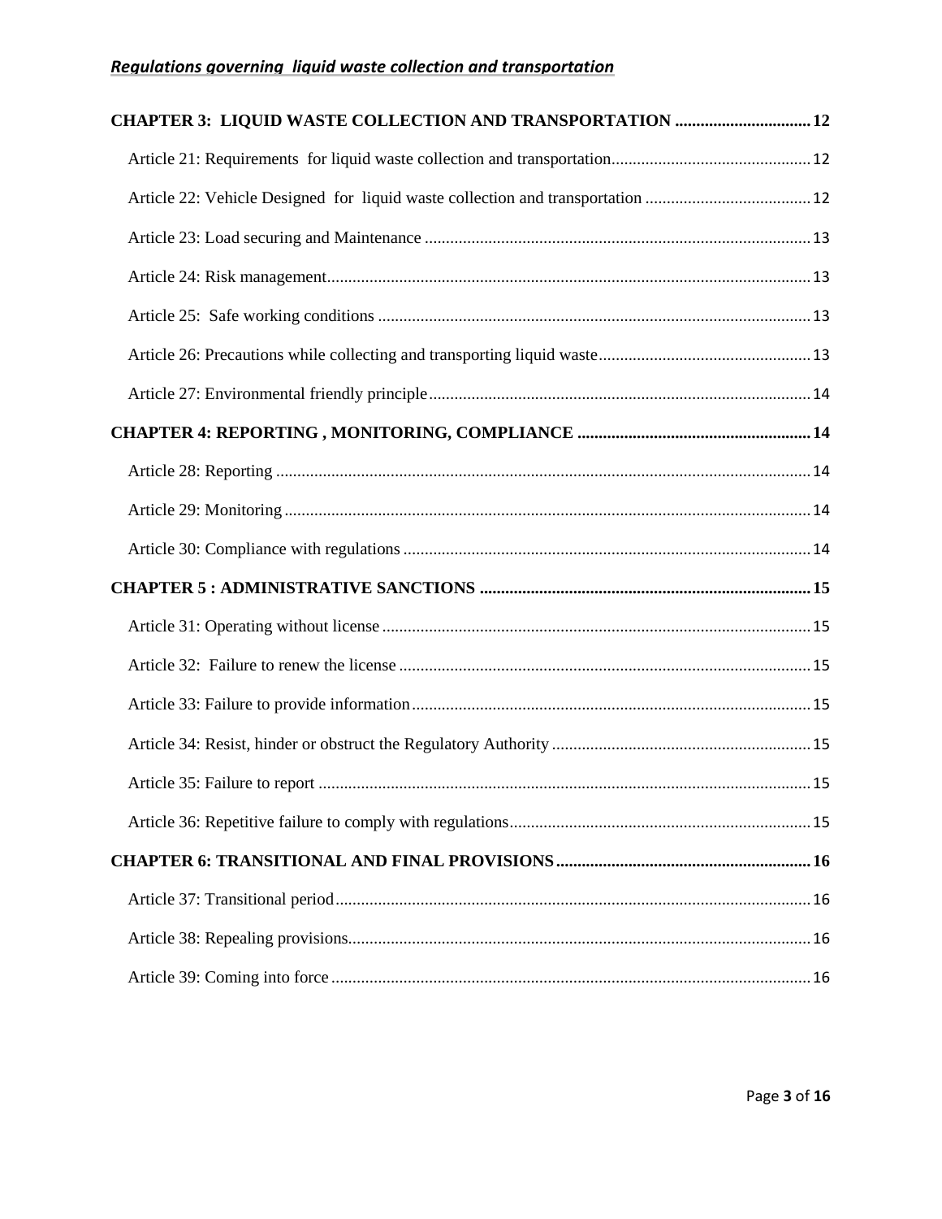**CHAPTER 3: LIQUID WASTE COLLECTION AND TRANSPORTATION** ................................ **12**

Article 21: Requirements for liquid waste collection and transportation................................................ 12

Article 22: Vehicle Designed for liquid waste collection and transportation ....................................... 12

Article 23: Load securing and Maintenance ........................................................................................ 13

Article 24: Risk management................................................................................................................ 13

Article 25: Safe working conditions .................................................................................................... 13

Article 26: Precautions while collecting and transporting liquid waste.................................................. 13

Article 27: Environmental friendly principle........................................................................................ 14

**CHAPTER 4: REPORTING , MONITORING, COMPLIANCE** ....................................................... **14**

Article 28: Reporting ............................................................................................................................ 14

Article 29: Monitoring .......................................................................................................................... 14

Article 30: Compliance with regulations .............................................................................................. 14

**CHAPTER 5 : ADMINISTRATIVE SANCTIONS** .............................................................................. **15**

Article 31: Operating without license ................................................................................................... 15

Article 32: Failure to renew the license ................................................................................................ 15

Article 33: Failure to provide information ............................................................................................ 15

Article 34: Resist, hinder or obstruct the Regulatory Authority ............................................................ 15

Article 35: Failure to report .................................................................................................................. 15

Article 36: Repetitive failure to comply with regulations...................................................................... 15

**CHAPTER 6: TRANSITIONAL AND FINAL PROVISIONS** ............................................................ **16**

Article 37: Transitional period.............................................................................................................. 16

Article 38: Repealing provisions........................................................................................................... 16

Article 39: Coming into force ............................................................................................................... 16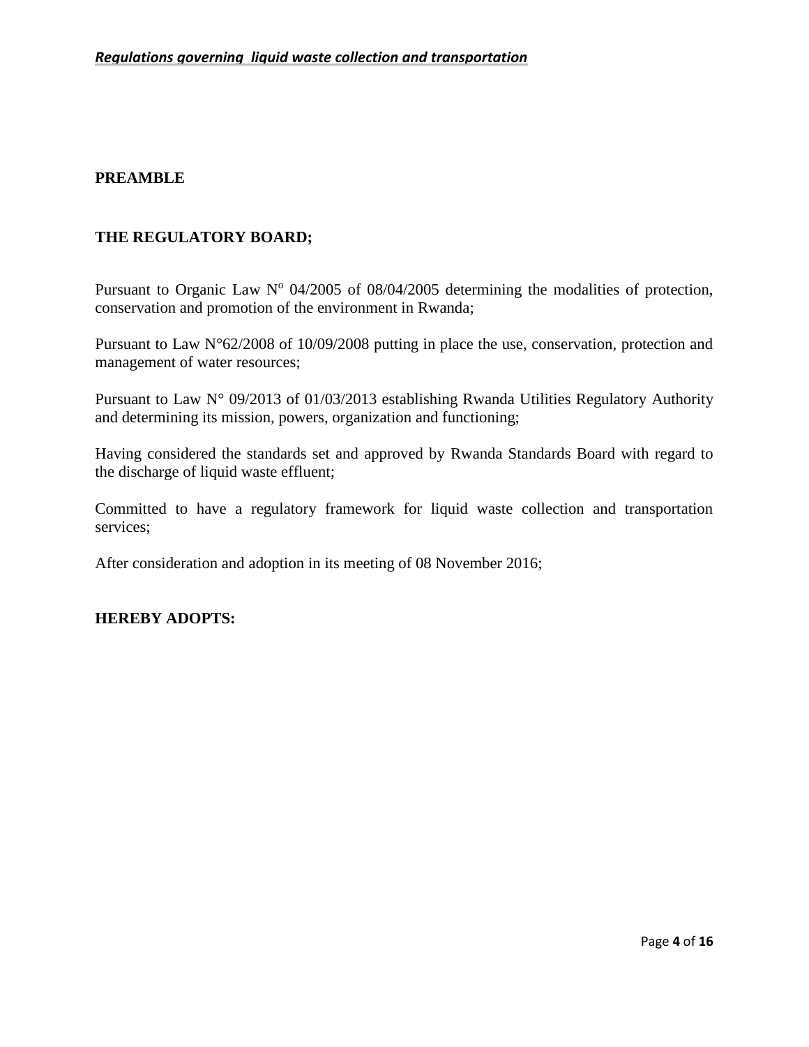## PREAMBLE

## THE REGULATORY BOARD;

Pursuant to Organic Law N° 04/2005 of 08/04/2005 determining the modalities of protection, conservation and promotion of the environment in Rwanda;

Pursuant to Law N°62/2008 of 10/09/2008 putting in place the use, conservation, protection and management of water resources;

Pursuant to Law N° 09/2013 of 01/03/2013 establishing Rwanda Utilities Regulatory Authority and determining its mission, powers, organization and functioning;

Having considered the standards set and approved by Rwanda Standards Board with regard to the discharge of liquid waste effluent;

Committed to have a regulatory framework for liquid waste collection and transportation services;

After consideration and adoption in its meeting of 08 November 2016;

**HEREBY ADOPTS:**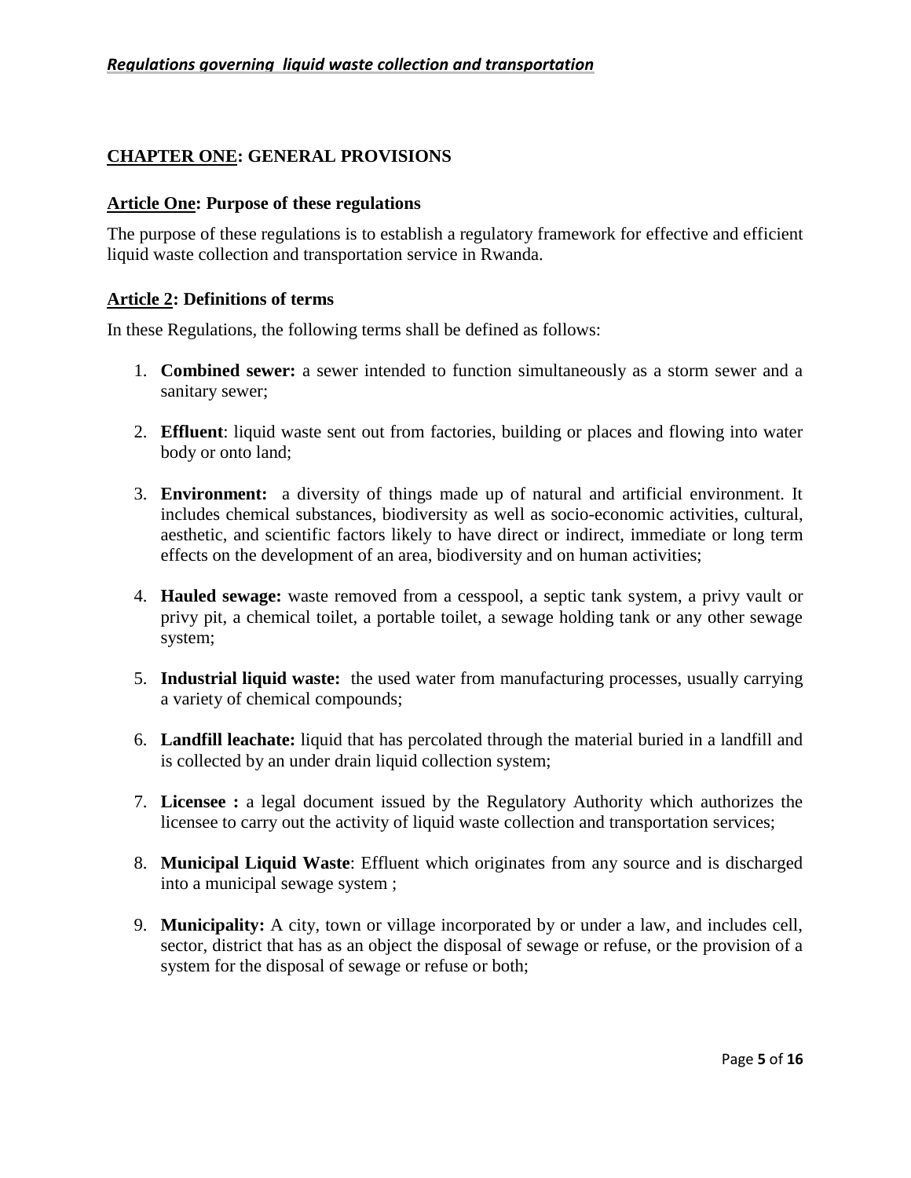## CHAPTER ONE: GENERAL PROVISIONS

### Article One: Purpose of these regulations

The purpose of these regulations is to establish a regulatory framework for effective and efficient liquid waste collection and transportation service in Rwanda.

### Article 2: Definitions of terms

In these Regulations, the following terms shall be defined as follows:

1. **Combined sewer:** a sewer intended to function simultaneously as a storm sewer and a sanitary sewer;

2. **Effluent**: liquid waste sent out from factories, building or places and flowing into water body or onto land;

3. **Environment:** a diversity of things made up of natural and artificial environment. It includes chemical substances, biodiversity as well as socio-economic activities, cultural, aesthetic, and scientific factors likely to have direct or indirect, immediate or long term effects on the development of an area, biodiversity and on human activities;

4. **Hauled sewage:** waste removed from a cesspool, a septic tank system, a privy vault or privy pit, a chemical toilet, a portable toilet, a sewage holding tank or any other sewage system;

5. **Industrial liquid waste:** the used water from manufacturing processes, usually carrying a variety of chemical compounds;

6. **Landfill leachate:** liquid that has percolated through the material buried in a landfill and is collected by an under drain liquid collection system;

7. **Licensee :** a legal document issued by the Regulatory Authority which authorizes the licensee to carry out the activity of liquid waste collection and transportation services;

8. **Municipal Liquid Waste**: Effluent which originates from any source and is discharged into a municipal sewage system ;

9. **Municipality:** A city, town or village incorporated by or under a law, and includes cell, sector, district that has as an object the disposal of sewage or refuse, or the provision of a system for the disposal of sewage or refuse or both;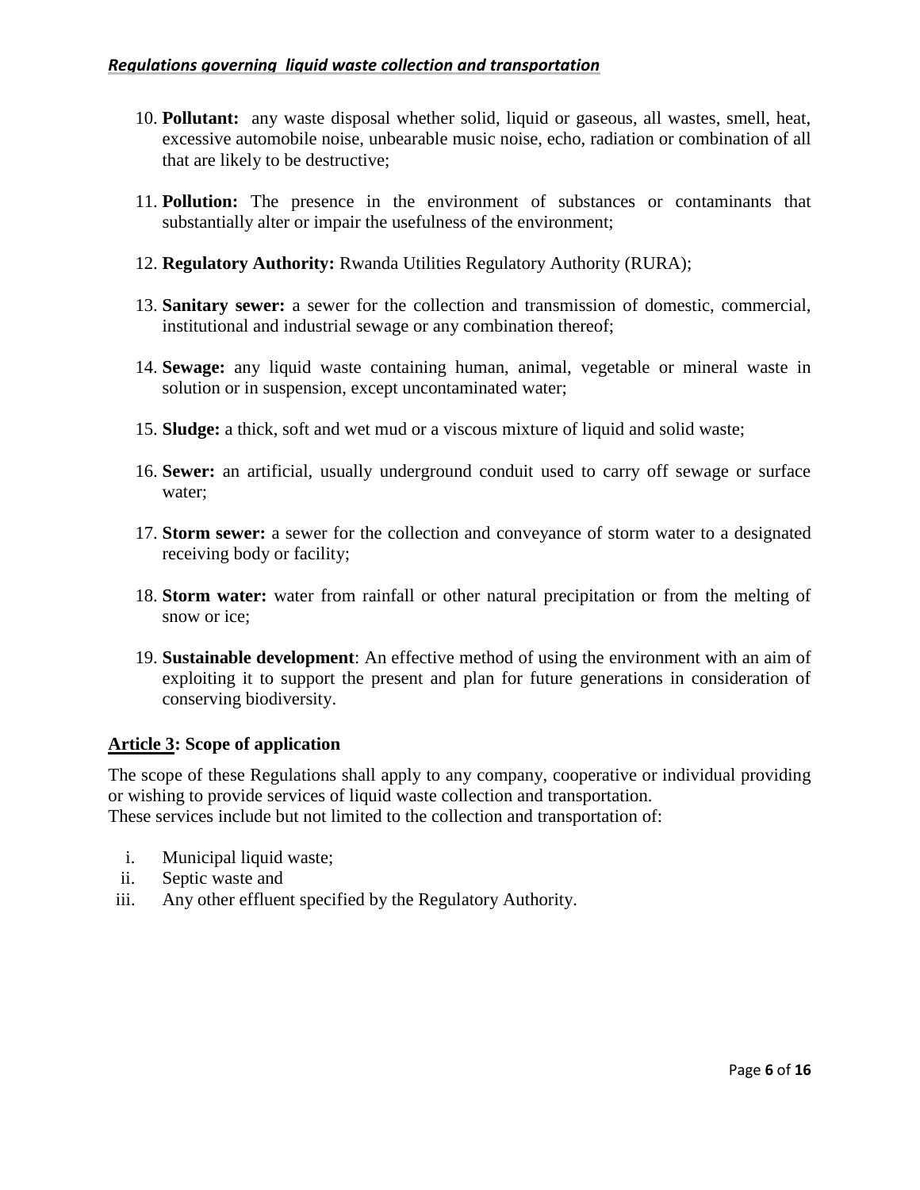10. **Pollutant:** any waste disposal whether solid, liquid or gaseous, all wastes, smell, heat, excessive automobile noise, unbearable music noise, echo, radiation or combination of all that are likely to be destructive;

11. **Pollution:** The presence in the environment of substances or contaminants that substantially alter or impair the usefulness of the environment;

12. **Regulatory Authority:** Rwanda Utilities Regulatory Authority (RURA);

13. **Sanitary sewer:** a sewer for the collection and transmission of domestic, commercial, institutional and industrial sewage or any combination thereof;

14. **Sewage:** any liquid waste containing human, animal, vegetable or mineral waste in solution or in suspension, except uncontaminated water;

15. **Sludge:** a thick, soft and wet mud or a viscous mixture of liquid and solid waste;

16. **Sewer:** an artificial, usually underground conduit used to carry off sewage or surface water;

17. **Storm sewer:** a sewer for the collection and conveyance of storm water to a designated receiving body or facility;

18. **Storm water:** water from rainfall or other natural precipitation or from the melting of snow or ice;

19. **Sustainable development**: An effective method of using the environment with an aim of exploiting it to support the present and plan for future generations in consideration of conserving biodiversity.

## **Article 3: Scope of application**

The scope of these Regulations shall apply to any company, cooperative or individual providing or wishing to provide services of liquid waste collection and transportation.
These services include but not limited to the collection and transportation of:

i. Municipal liquid waste;
ii. Septic waste and
iii. Any other effluent specified by the Regulatory Authority.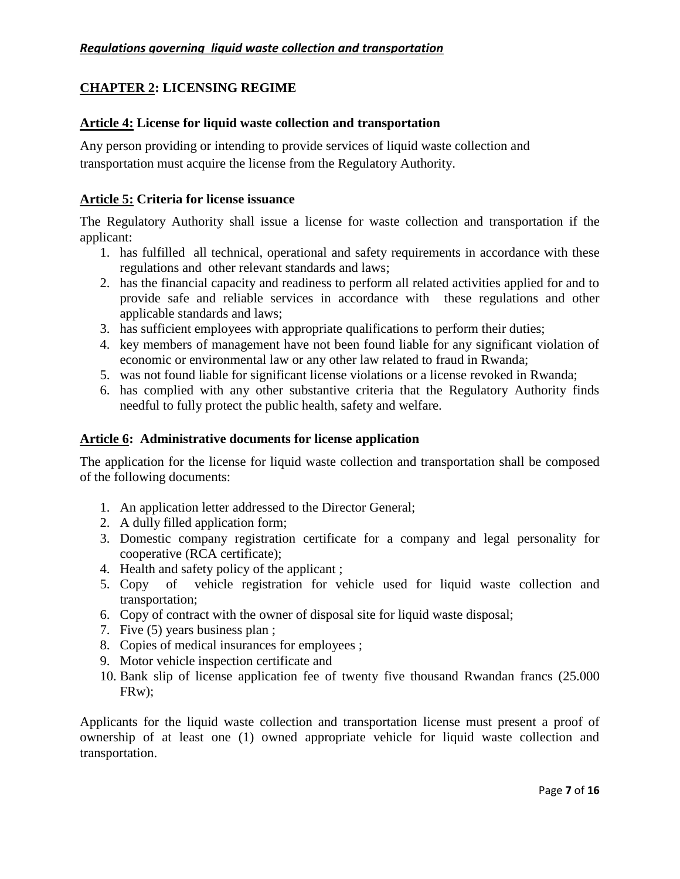## CHAPTER 2: LICENSING REGIME

### Article 4: License for liquid waste collection and transportation

Any person providing or intending to provide services of liquid waste collection and transportation must acquire the license from the Regulatory Authority.

### Article 5: Criteria for license issuance

The Regulatory Authority shall issue a license for waste collection and transportation if the applicant:

1. has fulfilled all technical, operational and safety requirements in accordance with these regulations and other relevant standards and laws;
2. has the financial capacity and readiness to perform all related activities applied for and to provide safe and reliable services in accordance with these regulations and other applicable standards and laws;
3. has sufficient employees with appropriate qualifications to perform their duties;
4. key members of management have not been found liable for any significant violation of economic or environmental law or any other law related to fraud in Rwanda;
5. was not found liable for significant license violations or a license revoked in Rwanda;
6. has complied with any other substantive criteria that the Regulatory Authority finds needful to fully protect the public health, safety and welfare.

### Article 6: Administrative documents for license application

The application for the license for liquid waste collection and transportation shall be composed of the following documents:

1. An application letter addressed to the Director General;
2. A dully filled application form;
3. Domestic company registration certificate for a company and legal personality for cooperative (RCA certificate);
4. Health and safety policy of the applicant ;
5. Copy of vehicle registration for vehicle used for liquid waste collection and transportation;
6. Copy of contract with the owner of disposal site for liquid waste disposal;
7. Five (5) years business plan ;
8. Copies of medical insurances for employees ;
9. Motor vehicle inspection certificate and
10. Bank slip of license application fee of twenty five thousand Rwandan francs (25.000 FRw);

Applicants for the liquid waste collection and transportation license must present a proof of ownership of at least one (1) owned appropriate vehicle for liquid waste collection and transportation.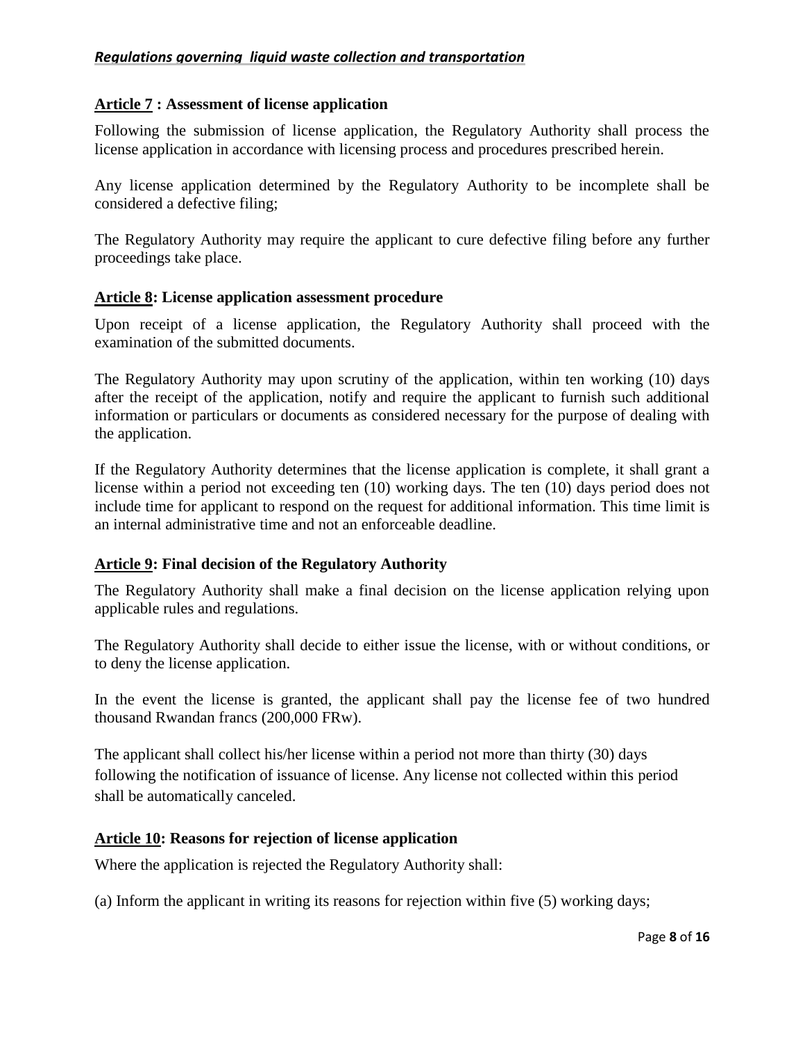**Article 7 : Assessment of license application**

Following the submission of license application, the Regulatory Authority shall process the license application in accordance with licensing process and procedures prescribed herein.

Any license application determined by the Regulatory Authority to be incomplete shall be considered a defective filing;

The Regulatory Authority may require the applicant to cure defective filing before any further proceedings take place.

**Article 8: License application assessment procedure**

Upon receipt of a license application, the Regulatory Authority shall proceed with the examination of the submitted documents.

The Regulatory Authority may upon scrutiny of the application, within ten working (10) days after the receipt of the application, notify and require the applicant to furnish such additional information or particulars or documents as considered necessary for the purpose of dealing with the application.

If the Regulatory Authority determines that the license application is complete, it shall grant a license within a period not exceeding ten (10) working days. The ten (10) days period does not include time for applicant to respond on the request for additional information. This time limit is an internal administrative time and not an enforceable deadline.

**Article 9: Final decision of the Regulatory Authority**

The Regulatory Authority shall make a final decision on the license application relying upon applicable rules and regulations.

The Regulatory Authority shall decide to either issue the license, with or without conditions, or to deny the license application.

In the event the license is granted, the applicant shall pay the license fee of two hundred thousand Rwandan francs (200,000 FRw).

The applicant shall collect his/her license within a period not more than thirty (30) days following the notification of issuance of license. Any license not collected within this period shall be automatically canceled.

**Article 10: Reasons for rejection of license application**

Where the application is rejected the Regulatory Authority shall:

(a) Inform the applicant in writing its reasons for rejection within five (5) working days;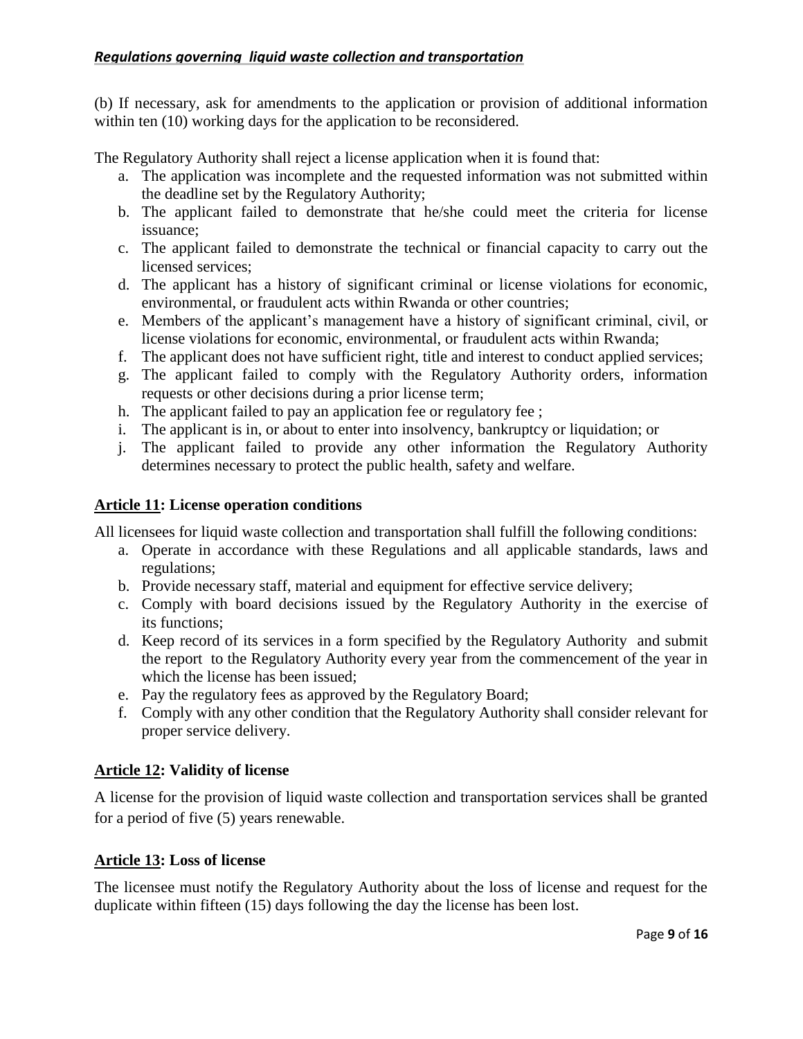(b) If necessary, ask for amendments to the application or provision of additional information within ten (10) working days for the application to be reconsidered.

The Regulatory Authority shall reject a license application when it is found that:

a. The application was incomplete and the requested information was not submitted within the deadline set by the Regulatory Authority;
b. The applicant failed to demonstrate that he/she could meet the criteria for license issuance;
c. The applicant failed to demonstrate the technical or financial capacity to carry out the licensed services;
d. The applicant has a history of significant criminal or license violations for economic, environmental, or fraudulent acts within Rwanda or other countries;
e. Members of the applicant's management have a history of significant criminal, civil, or license violations for economic, environmental, or fraudulent acts within Rwanda;
f. The applicant does not have sufficient right, title and interest to conduct applied services;
g. The applicant failed to comply with the Regulatory Authority orders, information requests or other decisions during a prior license term;
h. The applicant failed to pay an application fee or regulatory fee ;
i. The applicant is in, or about to enter into insolvency, bankruptcy or liquidation; or
j. The applicant failed to provide any other information the Regulatory Authority determines necessary to protect the public health, safety and welfare.

## Article 11: License operation conditions

All licensees for liquid waste collection and transportation shall fulfill the following conditions:

a. Operate in accordance with these Regulations and all applicable standards, laws and regulations;
b. Provide necessary staff, material and equipment for effective service delivery;
c. Comply with board decisions issued by the Regulatory Authority in the exercise of its functions;
d. Keep record of its services in a form specified by the Regulatory Authority and submit the report to the Regulatory Authority every year from the commencement of the year in which the license has been issued;
e. Pay the regulatory fees as approved by the Regulatory Board;
f. Comply with any other condition that the Regulatory Authority shall consider relevant for proper service delivery.

## Article 12: Validity of license

A license for the provision of liquid waste collection and transportation services shall be granted for a period of five (5) years renewable.

## Article 13: Loss of license

The licensee must notify the Regulatory Authority about the loss of license and request for the duplicate within fifteen (15) days following the day the license has been lost.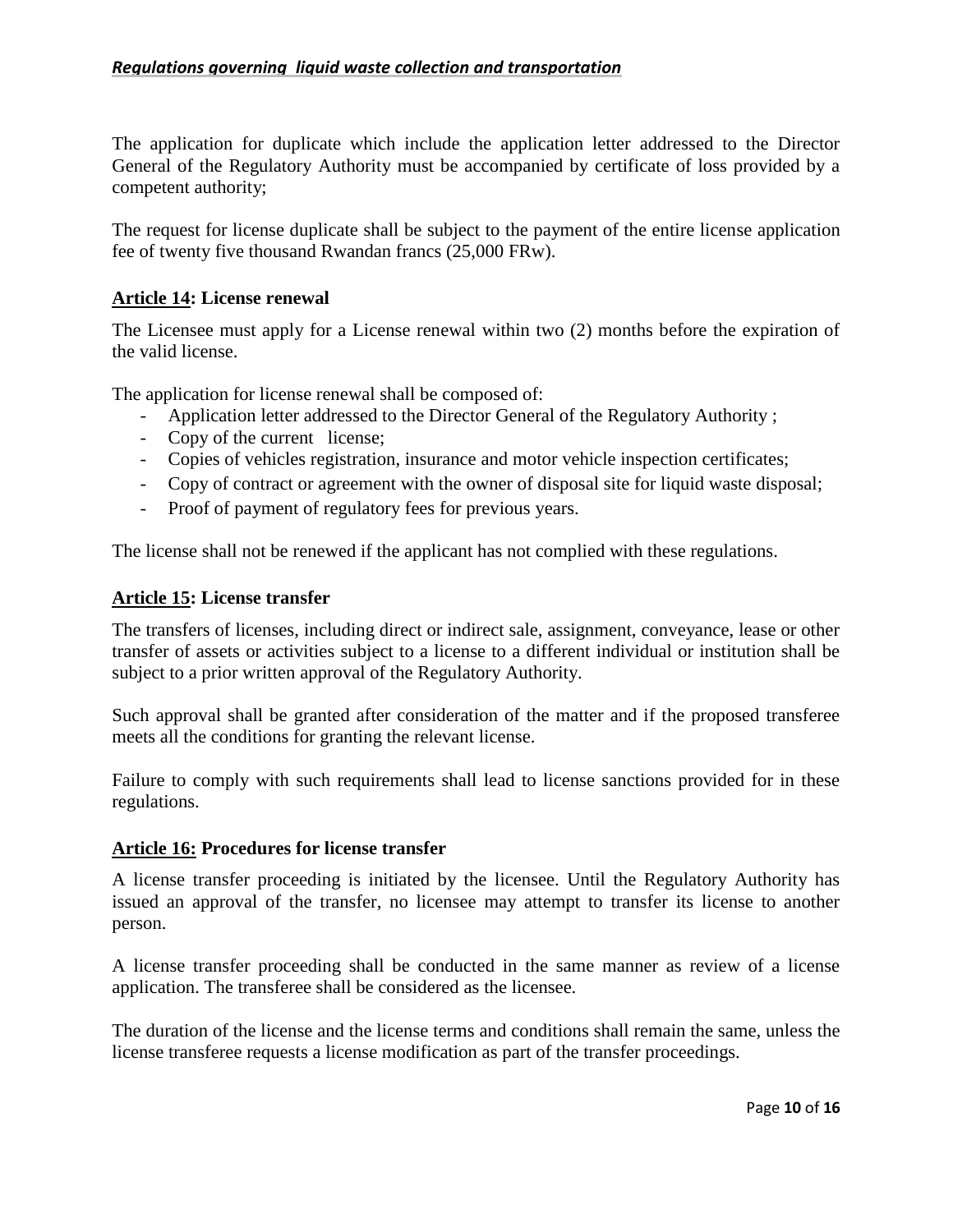The application for duplicate which include the application letter addressed to the Director General of the Regulatory Authority must be accompanied by certificate of loss provided by a competent authority;

The request for license duplicate shall be subject to the payment of the entire license application fee of twenty five thousand Rwandan francs (25,000 FRw).

### Article 14: License renewal

The Licensee must apply for a License renewal within two (2) months before the expiration of the valid license.

The application for license renewal shall be composed of:

- Application letter addressed to the Director General of the Regulatory Authority ;
- Copy of the current license;
- Copies of vehicles registration, insurance and motor vehicle inspection certificates;
- Copy of contract or agreement with the owner of disposal site for liquid waste disposal;
- Proof of payment of regulatory fees for previous years.

The license shall not be renewed if the applicant has not complied with these regulations.

### Article 15: License transfer

The transfers of licenses, including direct or indirect sale, assignment, conveyance, lease or other transfer of assets or activities subject to a license to a different individual or institution shall be subject to a prior written approval of the Regulatory Authority.

Such approval shall be granted after consideration of the matter and if the proposed transferee meets all the conditions for granting the relevant license.

Failure to comply with such requirements shall lead to license sanctions provided for in these regulations.

### Article 16: Procedures for license transfer

A license transfer proceeding is initiated by the licensee. Until the Regulatory Authority has issued an approval of the transfer, no licensee may attempt to transfer its license to another person.

A license transfer proceeding shall be conducted in the same manner as review of a license application. The transferee shall be considered as the licensee.

The duration of the license and the license terms and conditions shall remain the same, unless the license transferee requests a license modification as part of the transfer proceedings.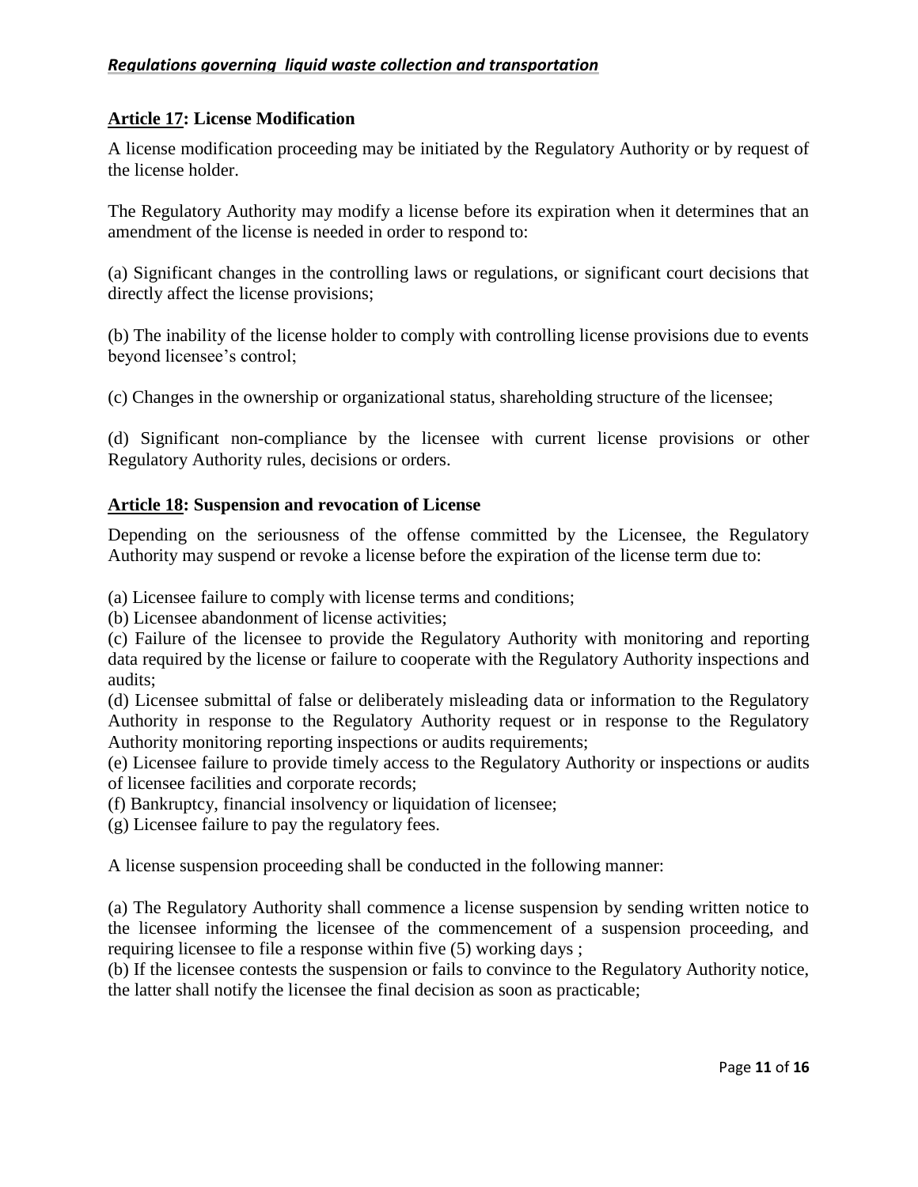## **<u>Article 17</u>: License Modification**

A license modification proceeding may be initiated by the Regulatory Authority or by request of the license holder.

The Regulatory Authority may modify a license before its expiration when it determines that an amendment of the license is needed in order to respond to:

(a) Significant changes in the controlling laws or regulations, or significant court decisions that directly affect the license provisions;

(b) The inability of the license holder to comply with controlling license provisions due to events beyond licensee's control;

(c) Changes in the ownership or organizational status, shareholding structure of the licensee;

(d) Significant non-compliance by the licensee with current license provisions or other Regulatory Authority rules, decisions or orders.

## **<u>Article 18</u>: Suspension and revocation of License**

Depending on the seriousness of the offense committed by the Licensee, the Regulatory Authority may suspend or revoke a license before the expiration of the license term due to:

(a) Licensee failure to comply with license terms and conditions;
(b) Licensee abandonment of license activities;
(c) Failure of the licensee to provide the Regulatory Authority with monitoring and reporting data required by the license or failure to cooperate with the Regulatory Authority inspections and audits;
(d) Licensee submittal of false or deliberately misleading data or information to the Regulatory Authority in response to the Regulatory Authority request or in response to the Regulatory Authority monitoring reporting inspections or audits requirements;
(e) Licensee failure to provide timely access to the Regulatory Authority or inspections or audits of licensee facilities and corporate records;
(f) Bankruptcy, financial insolvency or liquidation of licensee;
(g) Licensee failure to pay the regulatory fees.

A license suspension proceeding shall be conducted in the following manner:

(a) The Regulatory Authority shall commence a license suspension by sending written notice to the licensee informing the licensee of the commencement of a suspension proceeding, and requiring licensee to file a response within five (5) working days ;
(b) If the licensee contests the suspension or fails to convince to the Regulatory Authority notice, the latter shall notify the licensee the final decision as soon as practicable;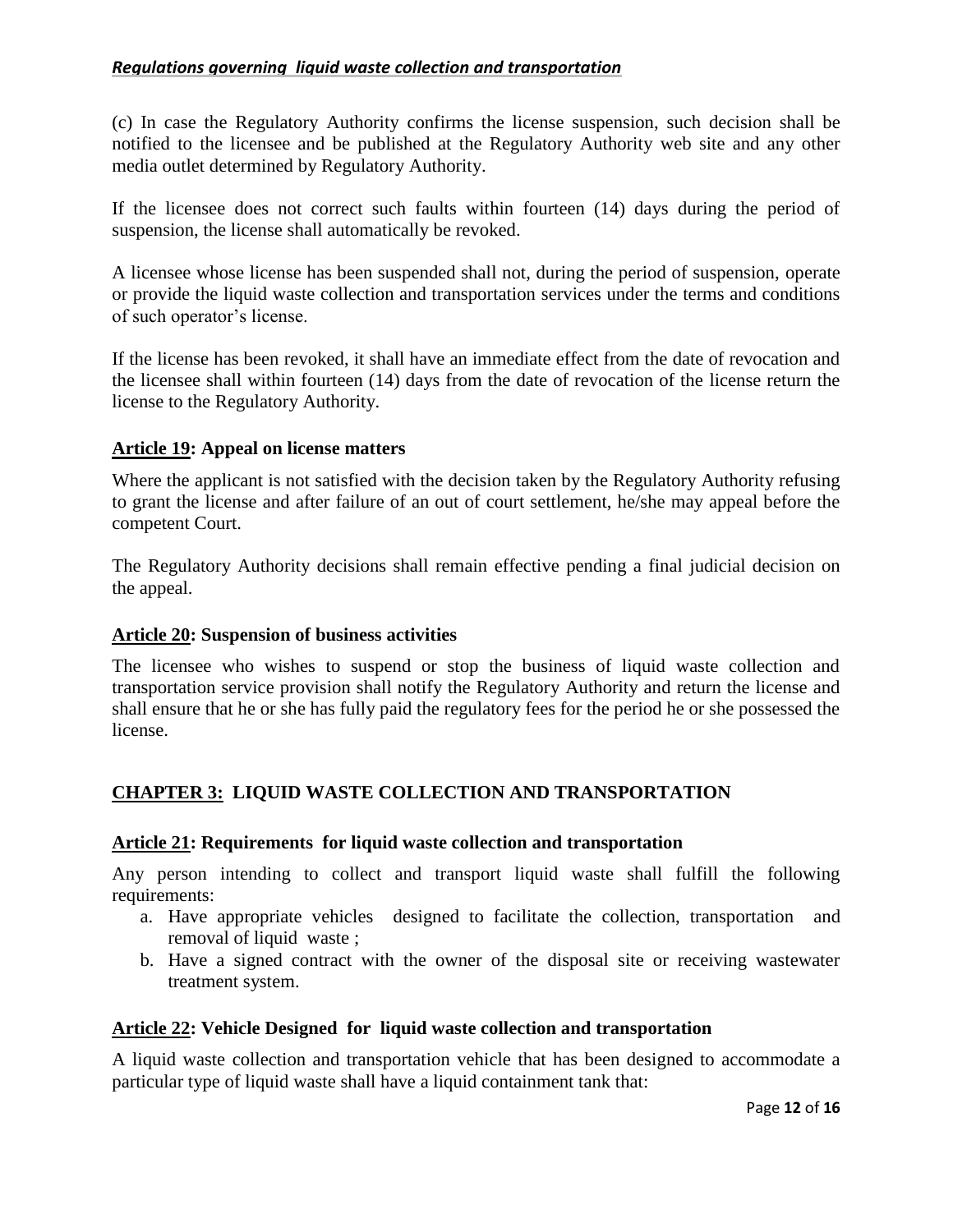(c) In case the Regulatory Authority confirms the license suspension, such decision shall be notified to the licensee and be published at the Regulatory Authority web site and any other media outlet determined by Regulatory Authority.

If the licensee does not correct such faults within fourteen (14) days during the period of suspension, the license shall automatically be revoked.

A licensee whose license has been suspended shall not, during the period of suspension, operate or provide the liquid waste collection and transportation services under the terms and conditions of such operator's license.

If the license has been revoked, it shall have an immediate effect from the date of revocation and the licensee shall within fourteen (14) days from the date of revocation of the license return the license to the Regulatory Authority.

### **Article 19: Appeal on license matters**

Where the applicant is not satisfied with the decision taken by the Regulatory Authority refusing to grant the license and after failure of an out of court settlement, he/she may appeal before the competent Court.

The Regulatory Authority decisions shall remain effective pending a final judicial decision on the appeal.

### **Article 20: Suspension of business activities**

The licensee who wishes to suspend or stop the business of liquid waste collection and transportation service provision shall notify the Regulatory Authority and return the license and shall ensure that he or she has fully paid the regulatory fees for the period he or she possessed the license.

## **CHAPTER 3: LIQUID WASTE COLLECTION AND TRANSPORTATION**

### **Article 21: Requirements for liquid waste collection and transportation**

Any person intending to collect and transport liquid waste shall fulfill the following requirements:

a. Have appropriate vehicles designed to facilitate the collection, transportation and removal of liquid waste ;
b. Have a signed contract with the owner of the disposal site or receiving wastewater treatment system.

### **Article 22: Vehicle Designed for liquid waste collection and transportation**

A liquid waste collection and transportation vehicle that has been designed to accommodate a particular type of liquid waste shall have a liquid containment tank that: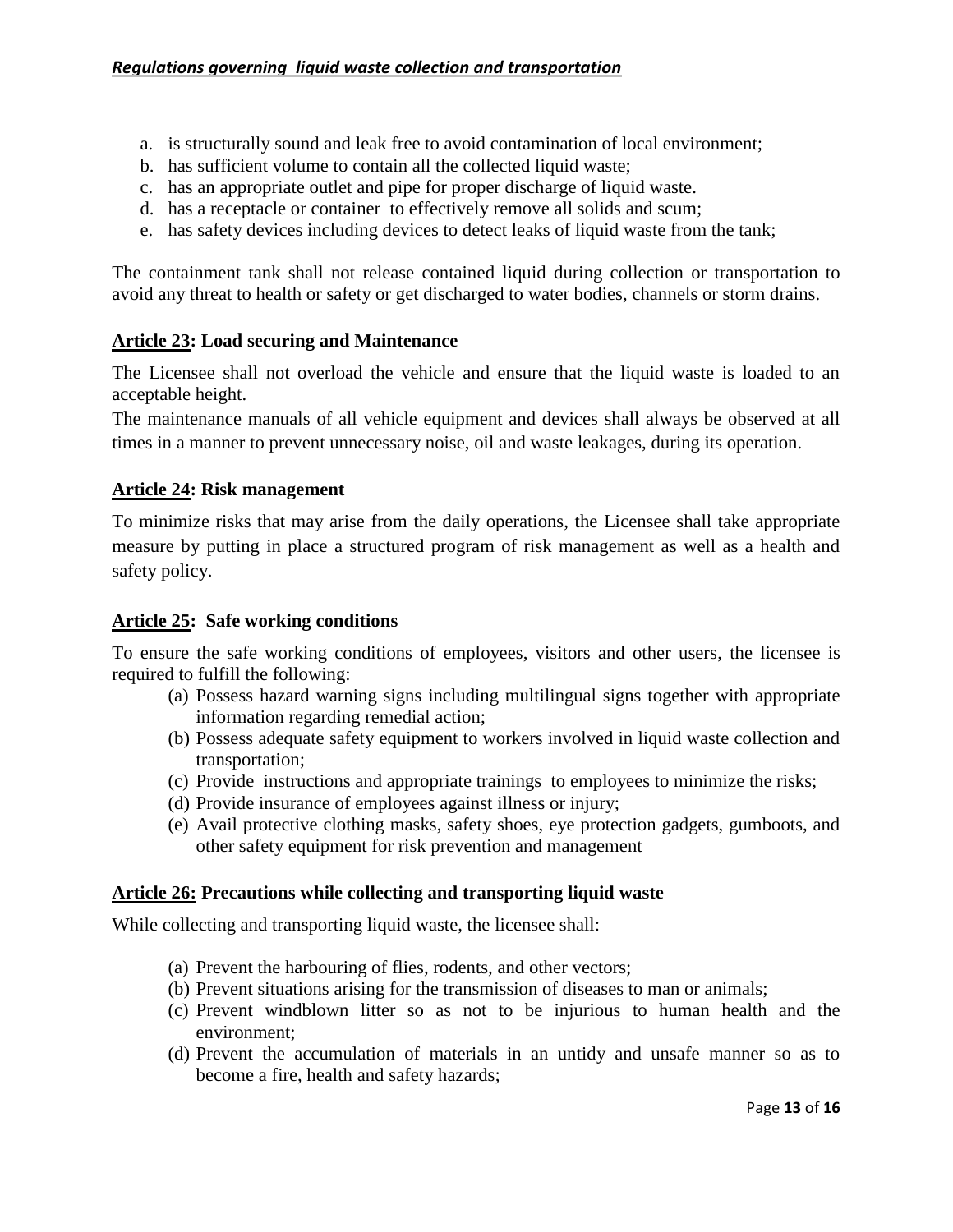a. is structurally sound and leak free to avoid contamination of local environment;
b. has sufficient volume to contain all the collected liquid waste;
c. has an appropriate outlet and pipe for proper discharge of liquid waste.
d. has a receptacle or container to effectively remove all solids and scum;
e. has safety devices including devices to detect leaks of liquid waste from the tank;

The containment tank shall not release contained liquid during collection or transportation to avoid any threat to health or safety or get discharged to water bodies, channels or storm drains.

### Article 23: Load securing and Maintenance

The Licensee shall not overload the vehicle and ensure that the liquid waste is loaded to an acceptable height.

The maintenance manuals of all vehicle equipment and devices shall always be observed at all times in a manner to prevent unnecessary noise, oil and waste leakages, during its operation.

### Article 24: Risk management

To minimize risks that may arise from the daily operations, the Licensee shall take appropriate measure by putting in place a structured program of risk management as well as a health and safety policy.

### Article 25: Safe working conditions

To ensure the safe working conditions of employees, visitors and other users, the licensee is required to fulfill the following:

(a) Possess hazard warning signs including multilingual signs together with appropriate information regarding remedial action;
(b) Possess adequate safety equipment to workers involved in liquid waste collection and transportation;
(c) Provide instructions and appropriate trainings to employees to minimize the risks;
(d) Provide insurance of employees against illness or injury;
(e) Avail protective clothing masks, safety shoes, eye protection gadgets, gumboots, and other safety equipment for risk prevention and management

### Article 26: Precautions while collecting and transporting liquid waste

While collecting and transporting liquid waste, the licensee shall:

(a) Prevent the harbouring of flies, rodents, and other vectors;
(b) Prevent situations arising for the transmission of diseases to man or animals;
(c) Prevent windblown litter so as not to be injurious to human health and the environment;
(d) Prevent the accumulation of materials in an untidy and unsafe manner so as to become a fire, health and safety hazards;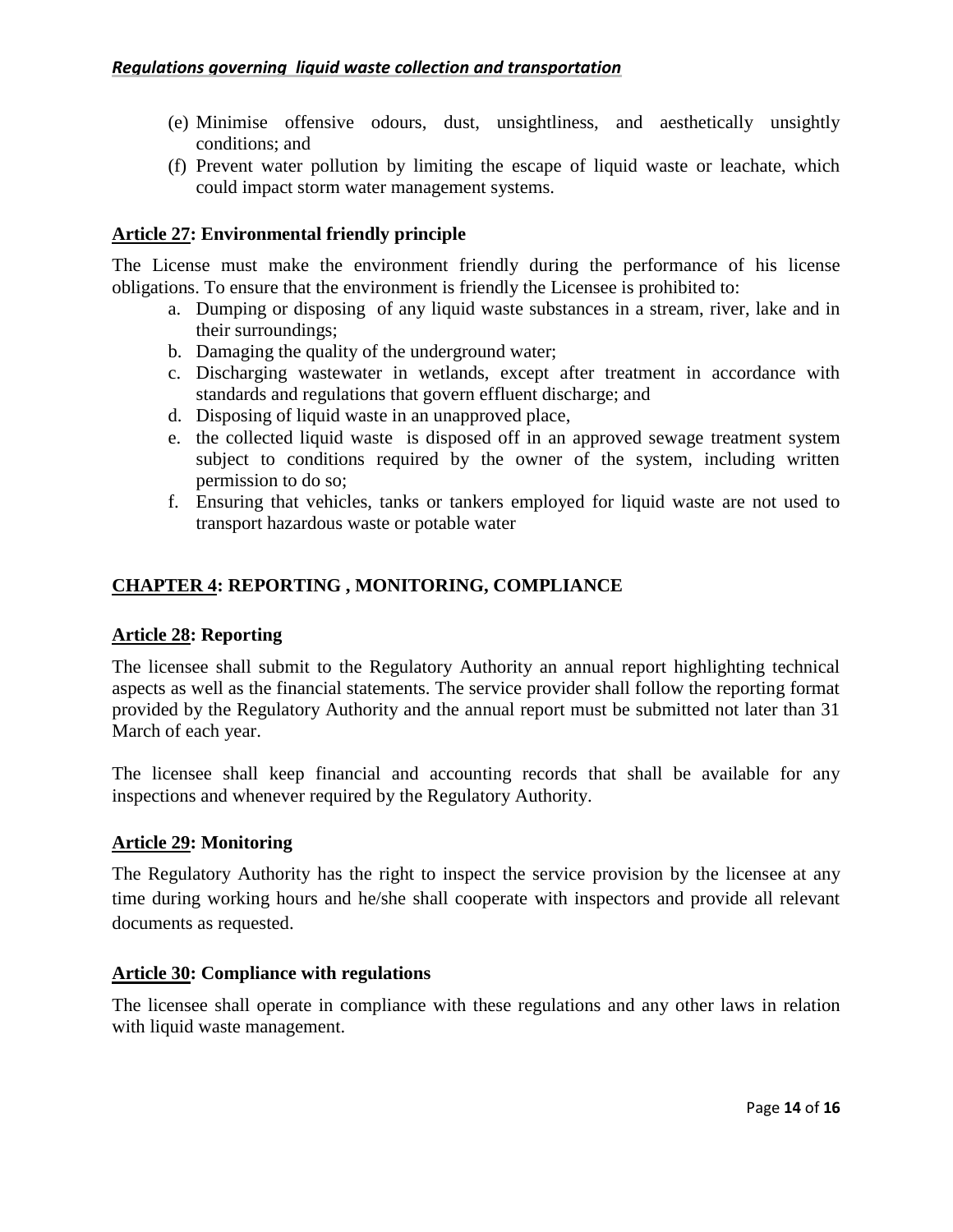(e) Minimise offensive odours, dust, unsightliness, and aesthetically unsightly conditions; and

(f) Prevent water pollution by limiting the escape of liquid waste or leachate, which could impact storm water management systems.

### Article 27: Environmental friendly principle

The License must make the environment friendly during the performance of his license obligations. To ensure that the environment is friendly the Licensee is prohibited to:

a. Dumping or disposing of any liquid waste substances in a stream, river, lake and in their surroundings;
b. Damaging the quality of the underground water;
c. Discharging wastewater in wetlands, except after treatment in accordance with standards and regulations that govern effluent discharge; and
d. Disposing of liquid waste in an unapproved place,
e. the collected liquid waste is disposed off in an approved sewage treatment system subject to conditions required by the owner of the system, including written permission to do so;
f. Ensuring that vehicles, tanks or tankers employed for liquid waste are not used to transport hazardous waste or potable water

## CHAPTER 4: REPORTING , MONITORING, COMPLIANCE

### Article 28: Reporting

The licensee shall submit to the Regulatory Authority an annual report highlighting technical aspects as well as the financial statements. The service provider shall follow the reporting format provided by the Regulatory Authority and the annual report must be submitted not later than 31 March of each year.

The licensee shall keep financial and accounting records that shall be available for any inspections and whenever required by the Regulatory Authority.

### Article 29: Monitoring

The Regulatory Authority has the right to inspect the service provision by the licensee at any time during working hours and he/she shall cooperate with inspectors and provide all relevant documents as requested.

### Article 30: Compliance with regulations

The licensee shall operate in compliance with these regulations and any other laws in relation with liquid waste management.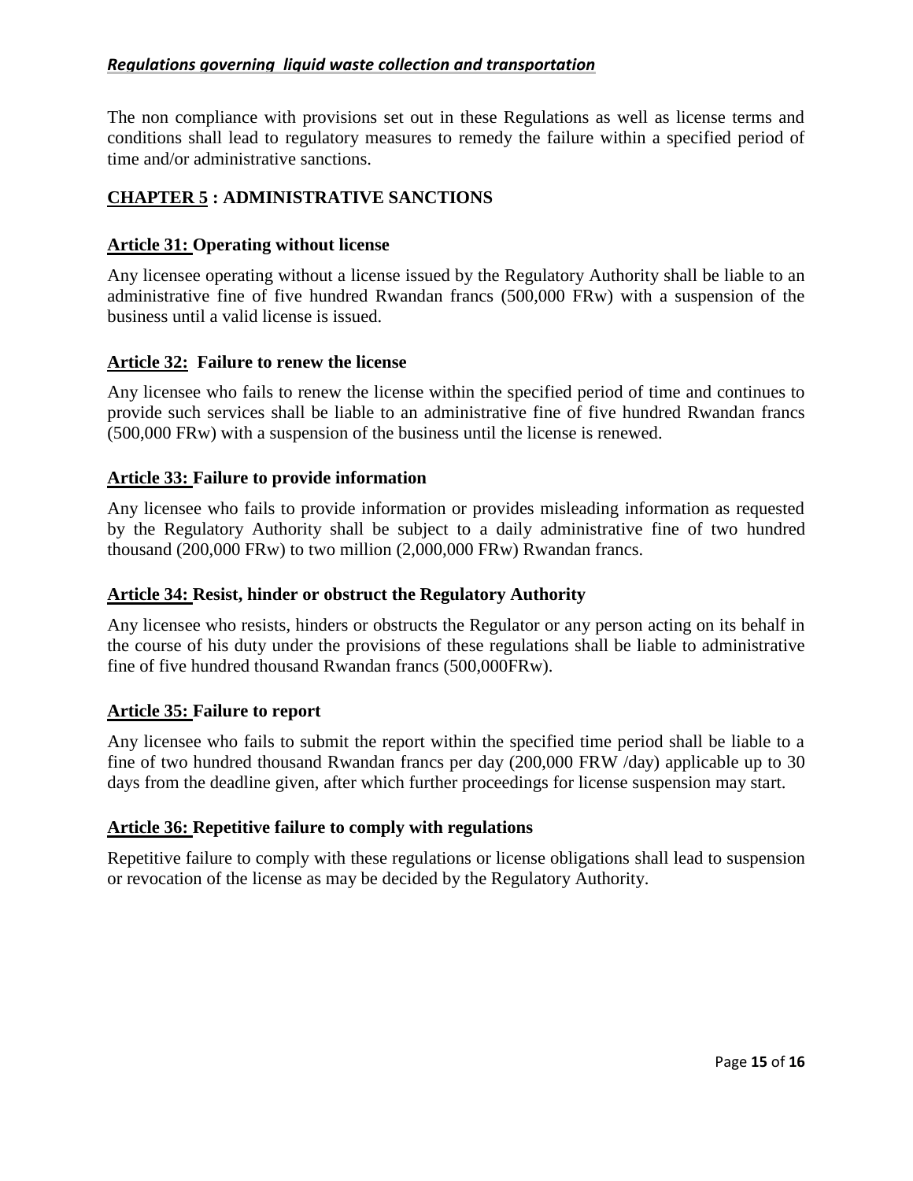The non compliance with provisions set out in these Regulations as well as license terms and conditions shall lead to regulatory measures to remedy the failure within a specified period of time and/or administrative sanctions.

## CHAPTER 5 : ADMINISTRATIVE SANCTIONS

### Article 31: Operating without license

Any licensee operating without a license issued by the Regulatory Authority shall be liable to an administrative fine of five hundred Rwandan francs (500,000 FRw) with a suspension of the business until a valid license is issued.

### Article 32: Failure to renew the license

Any licensee who fails to renew the license within the specified period of time and continues to provide such services shall be liable to an administrative fine of five hundred Rwandan francs (500,000 FRw) with a suspension of the business until the license is renewed.

### Article 33: Failure to provide information

Any licensee who fails to provide information or provides misleading information as requested by the Regulatory Authority shall be subject to a daily administrative fine of two hundred thousand (200,000 FRw) to two million (2,000,000 FRw) Rwandan francs.

### Article 34: Resist, hinder or obstruct the Regulatory Authority

Any licensee who resists, hinders or obstructs the Regulator or any person acting on its behalf in the course of his duty under the provisions of these regulations shall be liable to administrative fine of five hundred thousand Rwandan francs (500,000FRw).

### Article 35: Failure to report

Any licensee who fails to submit the report within the specified time period shall be liable to a fine of two hundred thousand Rwandan francs per day (200,000 FRW /day) applicable up to 30 days from the deadline given, after which further proceedings for license suspension may start.

### Article 36: Repetitive failure to comply with regulations

Repetitive failure to comply with these regulations or license obligations shall lead to suspension or revocation of the license as may be decided by the Regulatory Authority.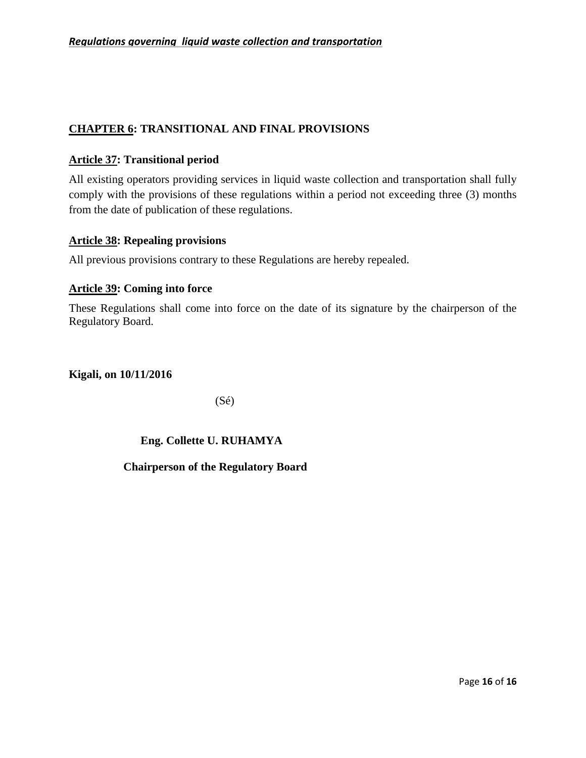## CHAPTER 6: TRANSITIONAL AND FINAL PROVISIONS

### Article 37: Transitional period

All existing operators providing services in liquid waste collection and transportation shall fully comply with the provisions of these regulations within a period not exceeding three (3) months from the date of publication of these regulations.

### Article 38: Repealing provisions

All previous provisions contrary to these Regulations are hereby repealed.

### Article 39: Coming into force

These Regulations shall come into force on the date of its signature by the chairperson of the Regulatory Board.

**Kigali, on 10/11/2016**

(Sé)

**Eng. Collette U. RUHAMYA**

**Chairperson of the Regulatory Board**